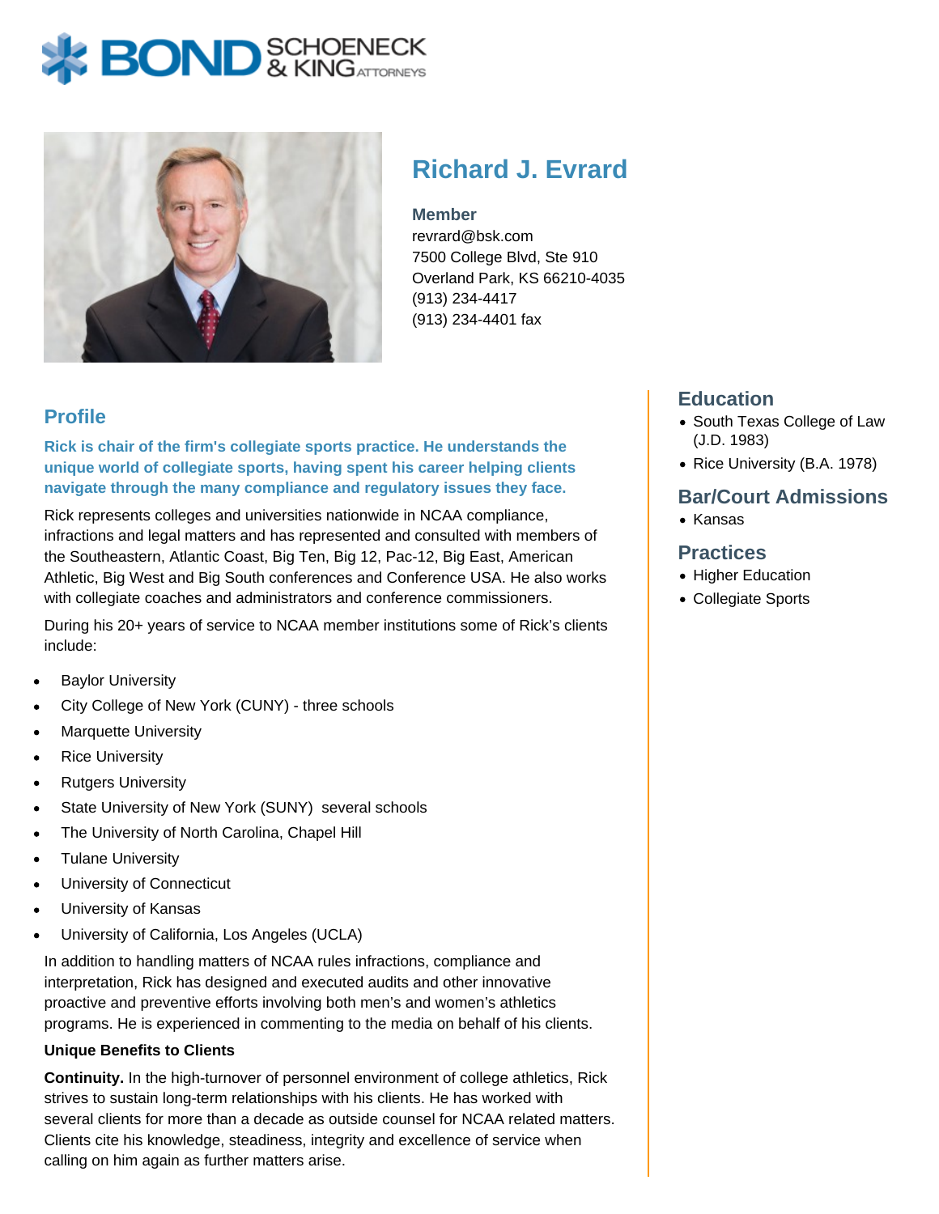# Richard J. Evrard

**Member**
revrard@bsk.com
7500 College Blvd, Ste 910
Overland Park, KS 66210-4035
(913) 234-4417
(913) 234-4401 fax

## Profile

**Rick is chair of the firm's collegiate sports practice. He understands the unique world of collegiate sports, having spent his career helping clients navigate through the many compliance and regulatory issues they face.**

Rick represents colleges and universities nationwide in NCAA compliance, infractions and legal matters and has represented and consulted with members of the Southeastern, Atlantic Coast, Big Ten, Big 12, Pac-12, Big East, American Athletic, Big West and Big South conferences and Conference USA. He also works with collegiate coaches and administrators and conference commissioners.

During his 20+ years of service to NCAA member institutions some of Rick's clients include:

- Baylor University
- City College of New York (CUNY) - three schools
- Marquette University
- Rice University
- Rutgers University
- State University of New York (SUNY) several schools
- The University of North Carolina, Chapel Hill
- Tulane University
- University of Connecticut
- University of Kansas
- University of California, Los Angeles (UCLA)

In addition to handling matters of NCAA rules infractions, compliance and interpretation, Rick has designed and executed audits and other innovative proactive and preventive efforts involving both men's and women's athletics programs. He is experienced in commenting to the media on behalf of his clients.

**Unique Benefits to Clients**

**Continuity.** In the high-turnover of personnel environment of college athletics, Rick strives to sustain long-term relationships with his clients. He has worked with several clients for more than a decade as outside counsel for NCAA related matters. Clients cite his knowledge, steadiness, integrity and excellence of service when calling on him again as further matters arise.

## Education

- South Texas College of Law (J.D. 1983)
- Rice University (B.A. 1978)

## Bar/Court Admissions

- Kansas

## Practices

- Higher Education
- Collegiate Sports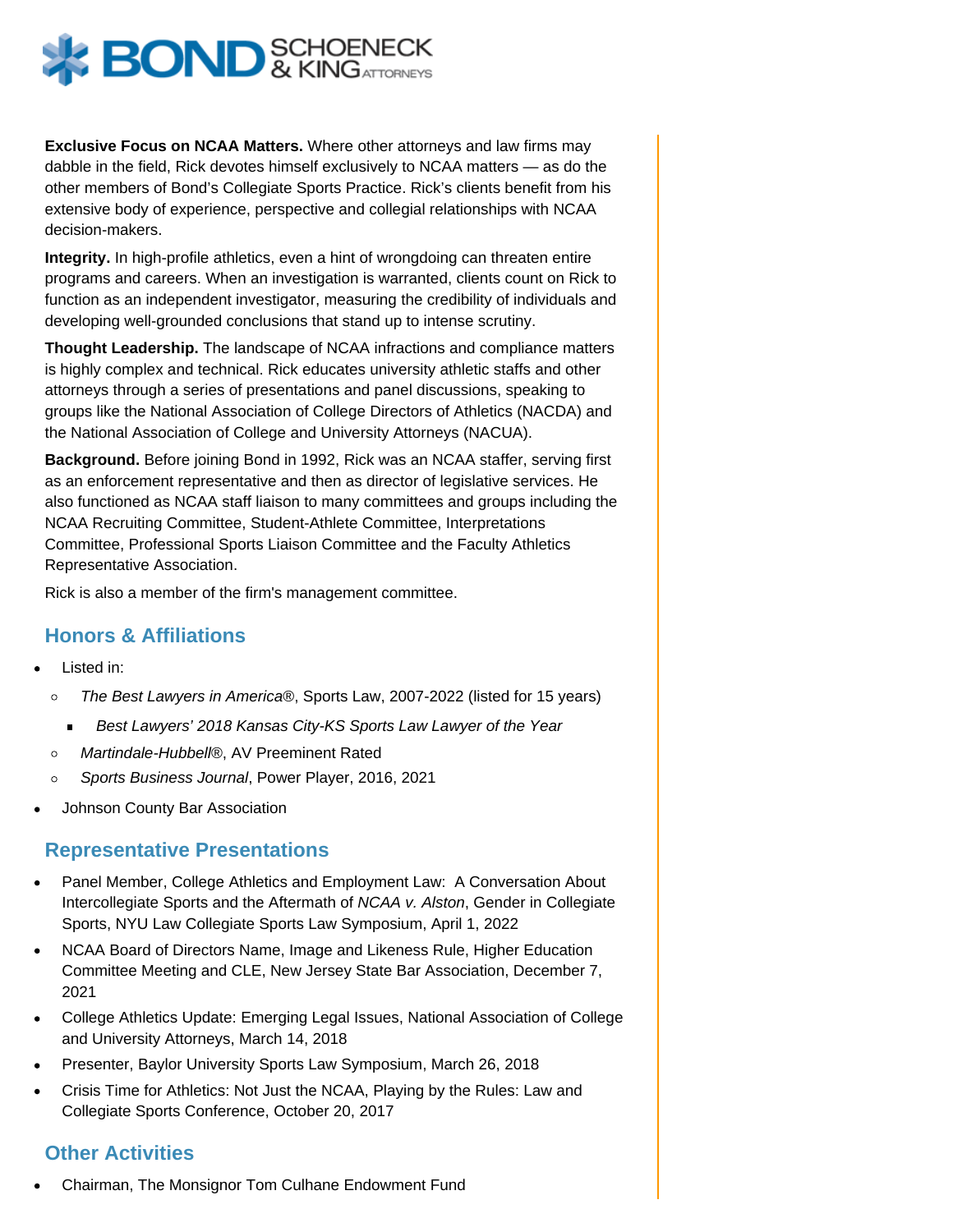**Exclusive Focus on NCAA Matters.** Where other attorneys and law firms may dabble in the field, Rick devotes himself exclusively to NCAA matters — as do the other members of Bond's Collegiate Sports Practice. Rick's clients benefit from his extensive body of experience, perspective and collegial relationships with NCAA decision-makers.

**Integrity.** In high-profile athletics, even a hint of wrongdoing can threaten entire programs and careers. When an investigation is warranted, clients count on Rick to function as an independent investigator, measuring the credibility of individuals and developing well-grounded conclusions that stand up to intense scrutiny.

**Thought Leadership.** The landscape of NCAA infractions and compliance matters is highly complex and technical. Rick educates university athletic staffs and other attorneys through a series of presentations and panel discussions, speaking to groups like the National Association of College Directors of Athletics (NACDA) and the National Association of College and University Attorneys (NACUA).

**Background.** Before joining Bond in 1992, Rick was an NCAA staffer, serving first as an enforcement representative and then as director of legislative services. He also functioned as NCAA staff liaison to many committees and groups including the NCAA Recruiting Committee, Student-Athlete Committee, Interpretations Committee, Professional Sports Liaison Committee and the Faculty Athletics Representative Association.

Rick is also a member of the firm's management committee.

## Honors & Affiliations

- Listed in:
  - *The Best Lawyers in America*®, Sports Law, 2007-2022 (listed for 15 years)
    - *Best Lawyers' 2018 Kansas City-KS Sports Law Lawyer of the Year*
  - *Martindale-Hubbell*®, AV Preeminent Rated
  - *Sports Business Journal*, Power Player, 2016, 2021
- Johnson County Bar Association

## Representative Presentations

- Panel Member, College Athletics and Employment Law: A Conversation About Intercollegiate Sports and the Aftermath of *NCAA v. Alston*, Gender in Collegiate Sports, NYU Law Collegiate Sports Law Symposium, April 1, 2022
- NCAA Board of Directors Name, Image and Likeness Rule, Higher Education Committee Meeting and CLE, New Jersey State Bar Association, December 7, 2021
- College Athletics Update: Emerging Legal Issues, National Association of College and University Attorneys, March 14, 2018
- Presenter, Baylor University Sports Law Symposium, March 26, 2018
- Crisis Time for Athletics: Not Just the NCAA, Playing by the Rules: Law and Collegiate Sports Conference, October 20, 2017

## Other Activities

- Chairman, The Monsignor Tom Culhane Endowment Fund